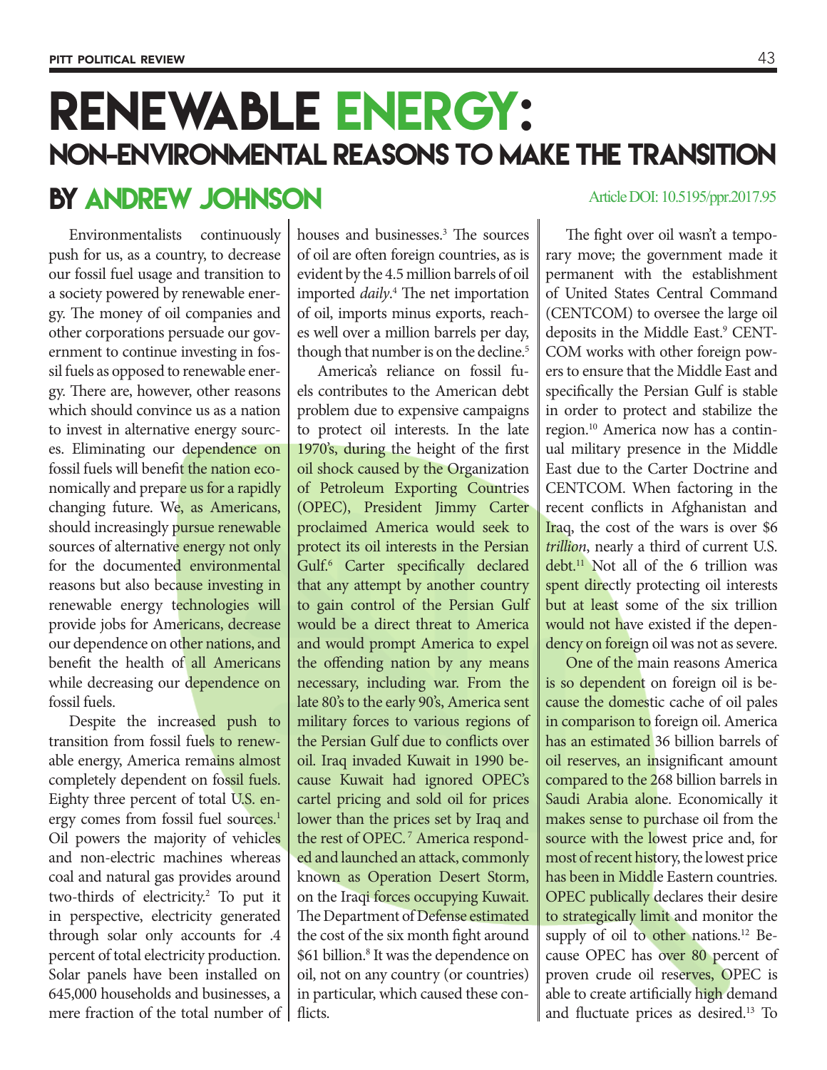# RENEWABLE ENERGY:

## NON-ENVIRONMENTAL REASONS TO MAKE THE TRANSITION

## BY ANDREW JOHNSON

Article DOI: 10.5195/ppr.2017.95

Environmentalists continuously push for us, as a country, to decrease our fossil fuel usage and transition to a society powered by renewable energy. The money of oil companies and other corporations persuade our government to continue investing in fossil fuels as opposed to renewable energy. There are, however, other reasons which should convince us as a nation to invest in alternative energy sources. Eliminating our dependence on fossil fuels will benefit the nation economically and prepare us for a rapidly changing future. We, as Americans, should increasingly pursue renewable sources of alternative energy not only for the documented environmental reasons but also because investing in renewable energy technologies will provide jobs for Americans, decrease our dependence on other nations, and benefit the health of all Americans while decreasing our dependence on fossil fuels.

Despite the increased push to transition from fossil fuels to renewable energy, America remains almost completely dependent on fossil fuels. Eighty three percent of total U.S. energy comes from fossil fuel sources.[1] Oil powers the majority of vehicles and non-electric machines whereas coal and natural gas provides around two-thirds of electricity.[2] To put it in perspective, electricity generated through solar only accounts for .4 percent of total electricity production. Solar panels have been installed on 645,000 households and businesses, a mere fraction of the total number of houses and businesses.[3] The sources of oil are often foreign countries, as is evident by the 4.5 million barrels of oil imported *daily*.[4] The net importation of oil, imports minus exports, reaches well over a million barrels per day, though that number is on the decline.[5]

America's reliance on fossil fuels contributes to the American debt problem due to expensive campaigns to protect oil interests. In the late 1970's, during the height of the first oil shock caused by the Organization of Petroleum Exporting Countries (OPEC), President Jimmy Carter proclaimed America would seek to protect its oil interests in the Persian Gulf.[6] Carter specifically declared that any attempt by another country to gain control of the Persian Gulf would be a direct threat to America and would prompt America to expel the offending nation by any means necessary, including war. From the late 80's to the early 90's, America sent military forces to various regions of the Persian Gulf due to conflicts over oil. Iraq invaded Kuwait in 1990 because Kuwait had ignored OPEC's cartel pricing and sold oil for prices lower than the prices set by Iraq and the rest of OPEC.[7] America responded and launched an attack, commonly known as Operation Desert Storm, on the Iraqi forces occupying Kuwait. The Department of Defense estimated the cost of the six month fight around $61 billion.[8] It was the dependence on oil, not on any country (or countries) in particular, which caused these conflicts.

The fight over oil wasn't a temporary move; the government made it permanent with the establishment of United States Central Command (CENTCOM) to oversee the large oil deposits in the Middle East.[9] CENTCOM works with other foreign powers to ensure that the Middle East and specifically the Persian Gulf is stable in order to protect and stabilize the region.[10] America now has a continual military presence in the Middle East due to the Carter Doctrine and CENTCOM. When factoring in the recent conflicts in Afghanistan and Iraq, the cost of the wars is over $6 *trillion*, nearly a third of current U.S. debt.[11] Not all of the 6 trillion was spent directly protecting oil interests but at least some of the six trillion would not have existed if the dependency on foreign oil was not as severe.

One of the main reasons America is so dependent on foreign oil is because the domestic cache of oil pales in comparison to foreign oil. America has an estimated 36 billion barrels of oil reserves, an insignificant amount compared to the 268 billion barrels in Saudi Arabia alone. Economically it makes sense to purchase oil from the source with the lowest price and, for most of recent history, the lowest price has been in Middle Eastern countries. OPEC publically declares their desire to strategically limit and monitor the supply of oil to other nations.[12] Because OPEC has over 80 percent of proven crude oil reserves, OPEC is able to create artificially high demand and fluctuate prices as desired.[13] To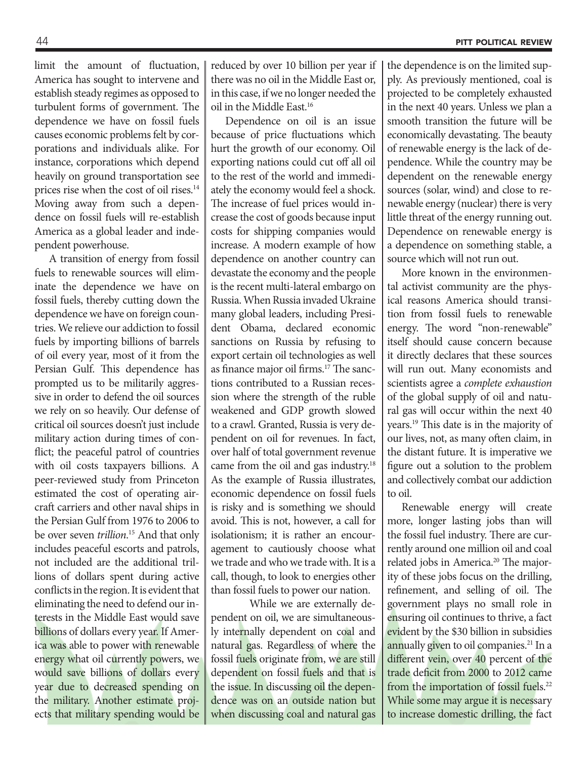limit the amount of fluctuation, America has sought to intervene and establish steady regimes as opposed to turbulent forms of government. The dependence we have on fossil fuels causes economic problems felt by corporations and individuals alike. For instance, corporations which depend heavily on ground transportation see prices rise when the cost of oil rises.[14] Moving away from such a dependence on fossil fuels will re-establish America as a global leader and independent powerhouse.

A transition of energy from fossil fuels to renewable sources will eliminate the dependence we have on fossil fuels, thereby cutting down the dependence we have on foreign countries. We relieve our addiction to fossil fuels by importing billions of barrels of oil every year, most of it from the Persian Gulf. This dependence has prompted us to be militarily aggressive in order to defend the oil sources we rely on so heavily. Our defense of critical oil sources doesn't just include military action during times of conflict; the peaceful patrol of countries with oil costs taxpayers billions. A peer-reviewed study from Princeton estimated the cost of operating aircraft carriers and other naval ships in the Persian Gulf from 1976 to 2006 to be over seven *trillion*.[15] And that only includes peaceful escorts and patrols, not included are the additional trillions of dollars spent during active conflicts in the region. It is evident that eliminating the need to defend our interests in the Middle East would save billions of dollars every year. If America was able to power with renewable energy what oil currently powers, we would save billions of dollars every year due to decreased spending on the military. Another estimate projects that military spending would be reduced by over 10 billion per year if there was no oil in the Middle East or, in this case, if we no longer needed the oil in the Middle East.[16]

Dependence on oil is an issue because of price fluctuations which hurt the growth of our economy. Oil exporting nations could cut off all oil to the rest of the world and immediately the economy would feel a shock. The increase of fuel prices would increase the cost of goods because input costs for shipping companies would increase. A modern example of how dependence on another country can devastate the economy and the people is the recent multi-lateral embargo on Russia. When Russia invaded Ukraine many global leaders, including President Obama, declared economic sanctions on Russia by refusing to export certain oil technologies as well as finance major oil firms.[17] The sanctions contributed to a Russian recession where the strength of the ruble weakened and GDP growth slowed to a crawl. Granted, Russia is very dependent on oil for revenues. In fact, over half of total government revenue came from the oil and gas industry.[18] As the example of Russia illustrates, economic dependence on fossil fuels is risky and is something we should avoid. This is not, however, a call for isolationism; it is rather an encouragement to cautiously choose what we trade and who we trade with. It is a call, though, to look to energies other than fossil fuels to power our nation.

While we are externally dependent on oil, we are simultaneously internally dependent on coal and natural gas. Regardless of where the fossil fuels originate from, we are still dependent on fossil fuels and that is the issue. In discussing oil the dependence was on an outside nation but when discussing coal and natural gas the dependence is on the limited supply. As previously mentioned, coal is projected to be completely exhausted in the next 40 years. Unless we plan a smooth transition the future will be economically devastating. The beauty of renewable energy is the lack of dependence. While the country may be dependent on the renewable energy sources (solar, wind) and close to renewable energy (nuclear) there is very little threat of the energy running out. Dependence on renewable energy is a dependence on something stable, a source which will not run out.

More known in the environmental activist community are the physical reasons America should transition from fossil fuels to renewable energy. The word "non-renewable" itself should cause concern because it directly declares that these sources will run out. Many economists and scientists agree a *complete exhaustion* of the global supply of oil and natural gas will occur within the next 40 years.[19] This date is in the majority of our lives, not, as many often claim, in the distant future. It is imperative we figure out a solution to the problem and collectively combat our addiction to oil.

Renewable energy will create more, longer lasting jobs than will the fossil fuel industry. There are currently around one million oil and coal related jobs in America.[20] The majority of these jobs focus on the drilling, refinement, and selling of oil. The government plays no small role in ensuring oil continues to thrive, a fact evident by the $30 billion in subsidies annually given to oil companies.[21] In a different vein, over 40 percent of the trade deficit from 2000 to 2012 came from the importation of fossil fuels.[22] While some may argue it is necessary to increase domestic drilling, the fact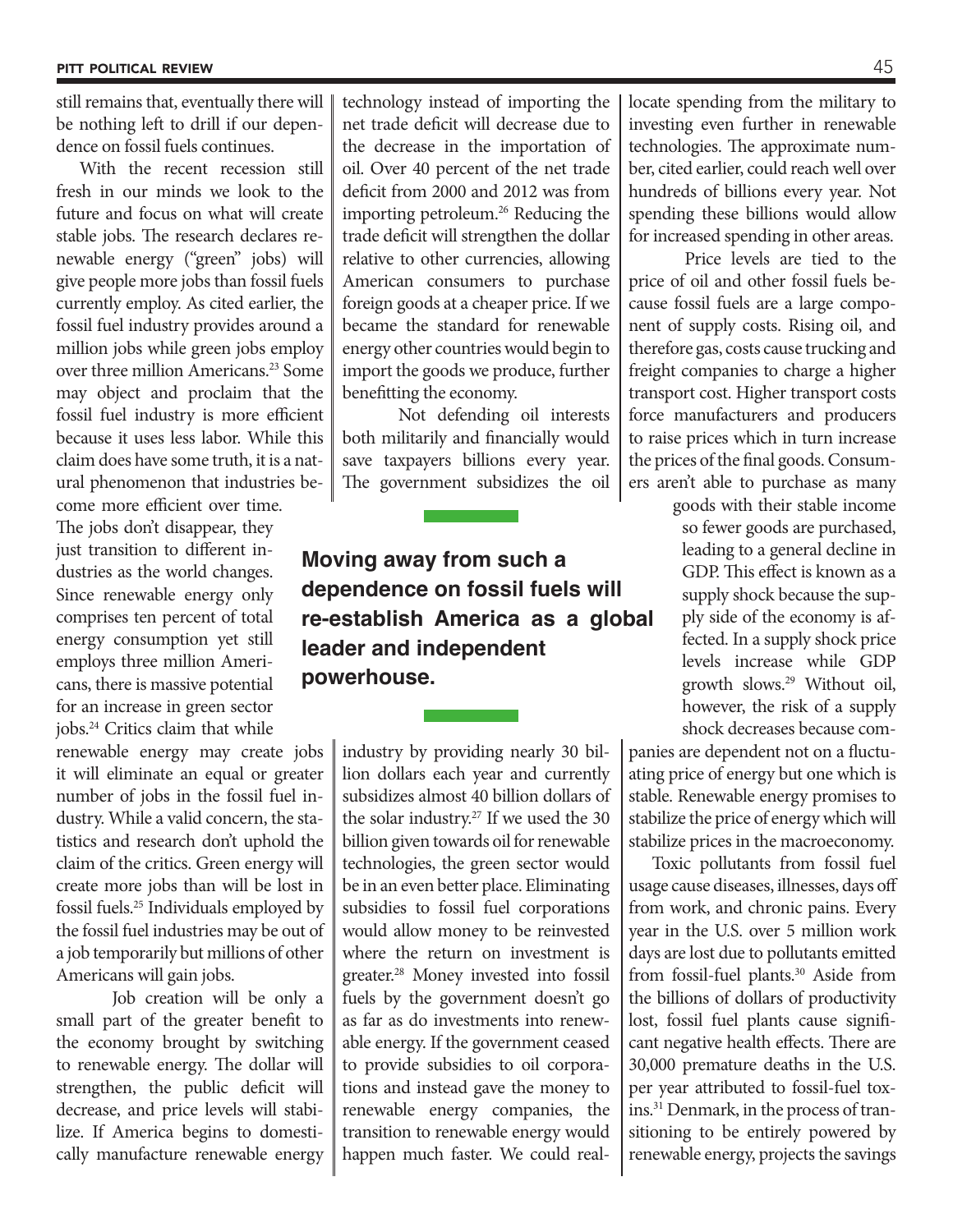still remains that, eventually there will be nothing left to drill if our dependence on fossil fuels continues.

With the recent recession still fresh in our minds we look to the future and focus on what will create stable jobs. The research declares renewable energy ("green" jobs) will give people more jobs than fossil fuels currently employ. As cited earlier, the fossil fuel industry provides around a million jobs while green jobs employ over three million Americans.[23] Some may object and proclaim that the fossil fuel industry is more efficient because it uses less labor. While this claim does have some truth, it is a natural phenomenon that industries become more efficient over time. The jobs don't disappear, they just transition to different industries as the world changes. Since renewable energy only comprises ten percent of total energy consumption yet still employs three million Americans, there is massive potential for an increase in green sector jobs.[24] Critics claim that while renewable energy may create jobs it will eliminate an equal or greater number of jobs in the fossil fuel industry. While a valid concern, the statistics and research don't uphold the claim of the critics. Green energy will create more jobs than will be lost in fossil fuels.[25] Individuals employed by the fossil fuel industries may be out of a job temporarily but millions of other Americans will gain jobs.

Job creation will be only a small part of the greater benefit to the economy brought by switching to renewable energy. The dollar will strengthen, the public deficit will decrease, and price levels will stabilize. If America begins to domestically manufacture renewable energy technology instead of importing the net trade deficit will decrease due to the decrease in the importation of oil. Over 40 percent of the net trade deficit from 2000 and 2012 was from importing petroleum.[26] Reducing the trade deficit will strengthen the dollar relative to other currencies, allowing American consumers to purchase foreign goods at a cheaper price. If we became the standard for renewable energy other countries would begin to import the goods we produce, further benefitting the economy.

Not defending oil interests both militarily and financially would save taxpayers billions every year. The government subsidizes the oil industry by providing nearly 30 billion dollars each year and currently subsidizes almost 40 billion dollars of the solar industry.[27] If we used the 30 billion given towards oil for renewable technologies, the green sector would be in an even better place. Eliminating subsidies to fossil fuel corporations would allow money to be reinvested where the return on investment is greater.[28] Money invested into fossil fuels by the government doesn't go as far as do investments into renewable energy. If the government ceased to provide subsidies to oil corporations and instead gave the money to renewable energy companies, the transition to renewable energy would happen much faster. We could reallocate spending from the military to investing even further in renewable technologies. The approximate number, cited earlier, could reach well over hundreds of billions every year. Not spending these billions would allow for increased spending in other areas.

**Moving away from such a dependence on fossil fuels will re-establish America as a global leader and independent powerhouse.**

Price levels are tied to the price of oil and other fossil fuels because fossil fuels are a large component of supply costs. Rising oil, and therefore gas, costs cause trucking and freight companies to charge a higher transport cost. Higher transport costs force manufacturers and producers to raise prices which in turn increase the prices of the final goods. Consumers aren't able to purchase as many goods with their stable income so fewer goods are purchased, leading to a general decline in GDP. This effect is known as a supply shock because the supply side of the economy is affected. In a supply shock price levels increase while GDP growth slows.[29] Without oil, however, the risk of a supply shock decreases because companies are dependent not on a fluctuating price of energy but one which is stable. Renewable energy promises to stabilize the price of energy which will stabilize prices in the macroeconomy.

Toxic pollutants from fossil fuel usage cause diseases, illnesses, days off from work, and chronic pains. Every year in the U.S. over 5 million work days are lost due to pollutants emitted from fossil-fuel plants.[30] Aside from the billions of dollars of productivity lost, fossil fuel plants cause significant negative health effects. There are 30,000 premature deaths in the U.S. per year attributed to fossil-fuel toxins.[31] Denmark, in the process of transitioning to be entirely powered by renewable energy, projects the savings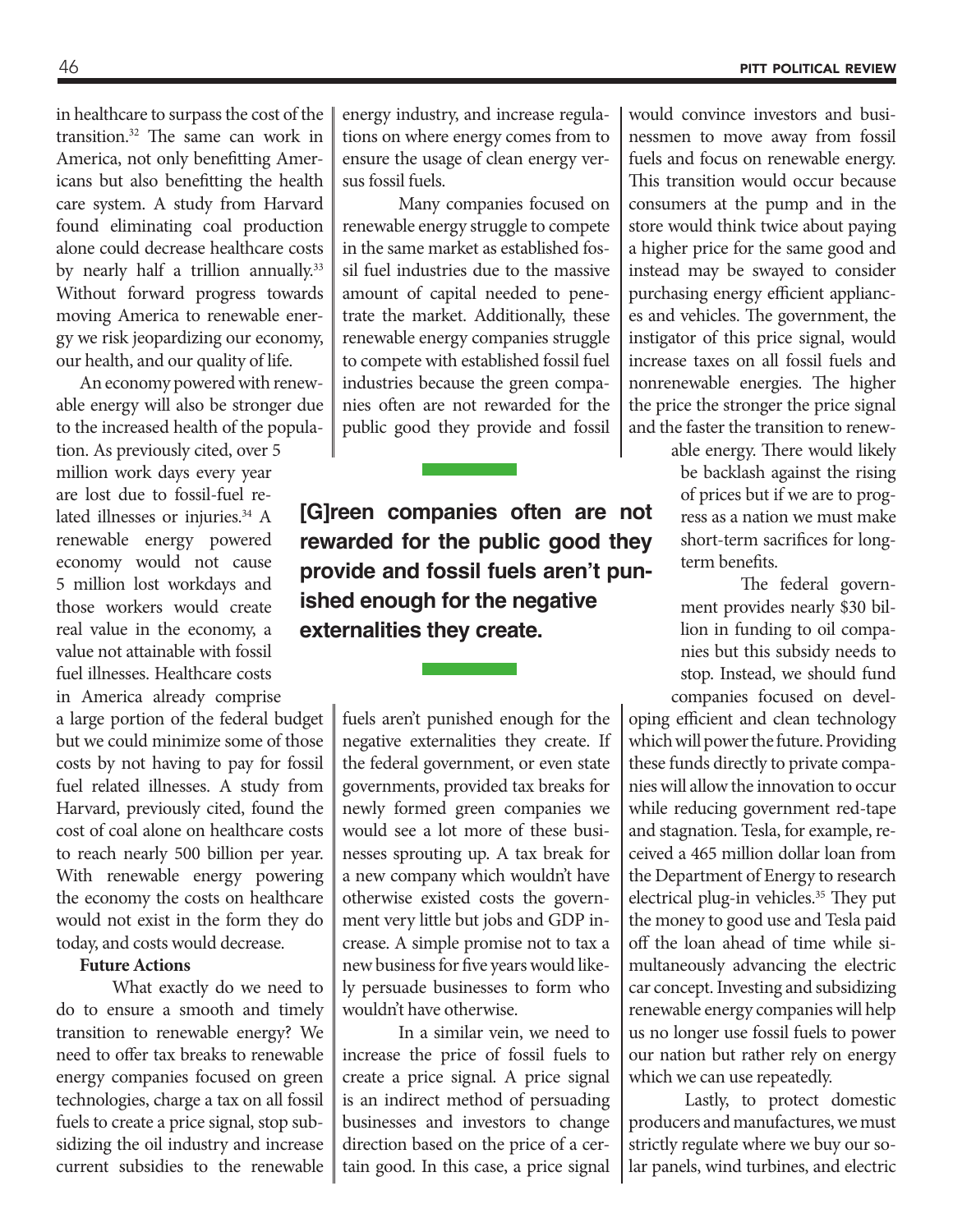in healthcare to surpass the cost of the transition.[32] The same can work in America, not only benefitting Americans but also benefitting the health care system. A study from Harvard found eliminating coal production alone could decrease healthcare costs by nearly half a trillion annually.[33] Without forward progress towards moving America to renewable energy we risk jeopardizing our economy, our health, and our quality of life.

An economy powered with renewable energy will also be stronger due to the increased health of the population. As previously cited, over 5 million work days every year are lost due to fossil-fuel related illnesses or injuries.[34] A renewable energy powered economy would not cause 5 million lost workdays and those workers would create real value in the economy, a value not attainable with fossil fuel illnesses. Healthcare costs in America already comprise a large portion of the federal budget but we could minimize some of those costs by not having to pay for fossil fuel related illnesses. A study from Harvard, previously cited, found the cost of coal alone on healthcare costs to reach nearly 500 billion per year. With renewable energy powering the economy the costs on healthcare would not exist in the form they do today, and costs would decrease.

**Future Actions**

What exactly do we need to do to ensure a smooth and timely transition to renewable energy? We need to offer tax breaks to renewable energy companies focused on green technologies, charge a tax on all fossil fuels to create a price signal, stop subsidizing the oil industry and increase current subsidies to the renewable energy industry, and increase regulations on where energy comes from to ensure the usage of clean energy versus fossil fuels.

Many companies focused on renewable energy struggle to compete in the same market as established fossil fuel industries due to the massive amount of capital needed to penetrate the market. Additionally, these renewable energy companies struggle to compete with established fossil fuel industries because the green companies often are not rewarded for the public good they provide and fossil fuels aren't punished enough for the negative externalities they create. If the federal government, or even state governments, provided tax breaks for newly formed green companies we would see a lot more of these businesses sprouting up. A tax break for a new company which wouldn't have otherwise existed costs the government very little but jobs and GDP increase. A simple promise not to tax a new business for five years would likely persuade businesses to form who wouldn't have otherwise.

**[G]reen companies often are not rewarded for the public good they provide and fossil fuels aren't punished enough for the negative externalities they create.**

In a similar vein, we need to increase the price of fossil fuels to create a price signal. A price signal is an indirect method of persuading businesses and investors to change direction based on the price of a certain good. In this case, a price signal would convince investors and businessmen to move away from fossil fuels and focus on renewable energy. This transition would occur because consumers at the pump and in the store would think twice about paying a higher price for the same good and instead may be swayed to consider purchasing energy efficient appliances and vehicles. The government, the instigator of this price signal, would increase taxes on all fossil fuels and nonrenewable energies. The higher the price the stronger the price signal and the faster the transition to renewable energy. There would likely be backlash against the rising of prices but if we are to progress as a nation we must make short-term sacrifices for long-term benefits.

The federal government provides nearly $30 billion in funding to oil companies but this subsidy needs to stop. Instead, we should fund companies focused on developing efficient and clean technology which will power the future. Providing these funds directly to private companies will allow the innovation to occur while reducing government red-tape and stagnation. Tesla, for example, received a 465 million dollar loan from the Department of Energy to research electrical plug-in vehicles.[35] They put the money to good use and Tesla paid off the loan ahead of time while simultaneously advancing the electric car concept. Investing and subsidizing renewable energy companies will help us no longer use fossil fuels to power our nation but rather rely on energy which we can use repeatedly.

Lastly, to protect domestic producers and manufactures, we must strictly regulate where we buy our solar panels, wind turbines, and electric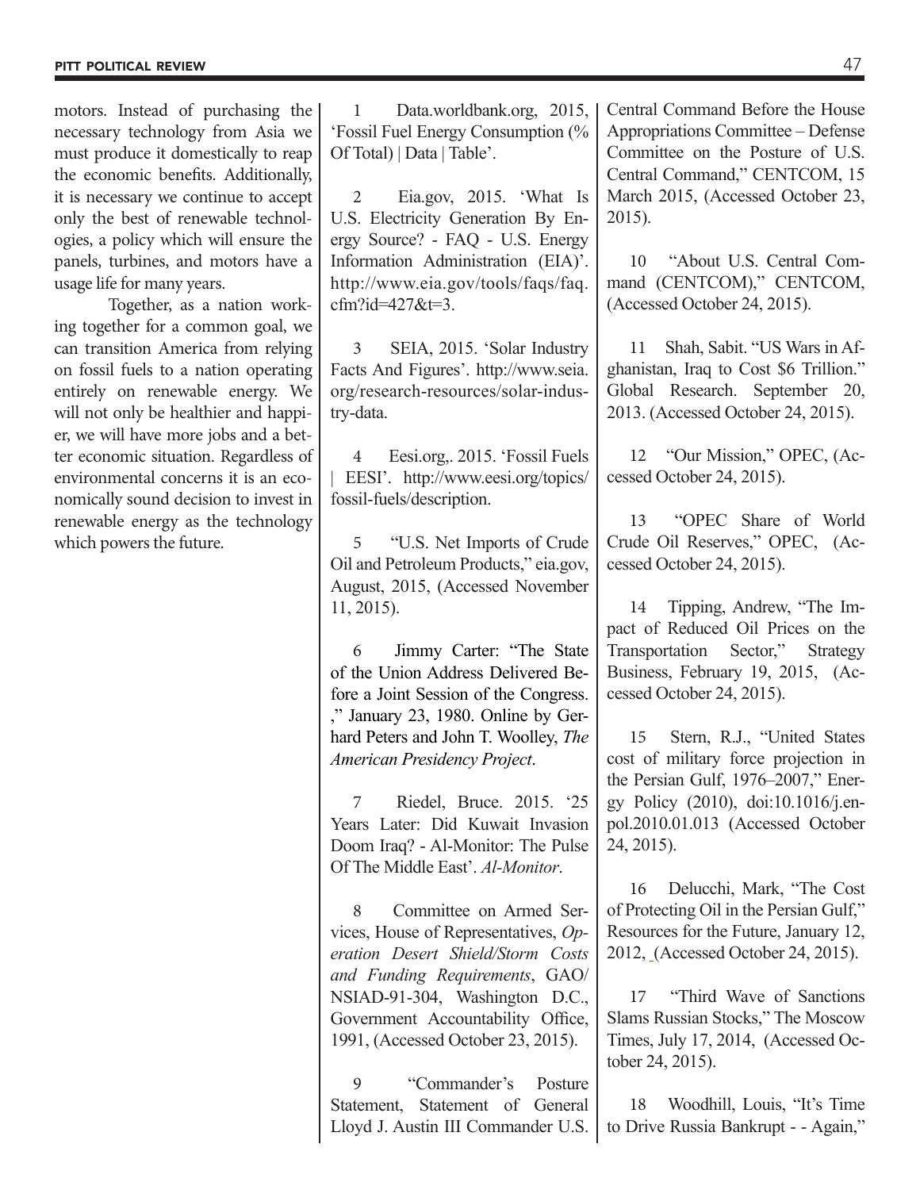motors. Instead of purchasing the necessary technology from Asia we must produce it domestically to reap the economic benefits. Additionally, it is necessary we continue to accept only the best of renewable technologies, a policy which will ensure the panels, turbines, and motors have a usage life for many years.

Together, as a nation working together for a common goal, we can transition America from relying on fossil fuels to a nation operating entirely on renewable energy. We will not only be healthier and happier, we will have more jobs and a better economic situation. Regardless of environmental concerns it is an economically sound decision to invest in renewable energy as the technology which powers the future.

1 Data.worldbank.org, 2015, 'Fossil Fuel Energy Consumption (% Of Total) | Data | Table'.

2 Eia.gov, 2015. 'What Is U.S. Electricity Generation By Energy Source? - FAQ - U.S. Energy Information Administration (EIA)'. http://www.eia.gov/tools/faqs/faq.cfm?id=427&t=3.

3 SEIA, 2015. 'Solar Industry Facts And Figures'. http://www.seia.org/research-resources/solar-industry-data.

4 Eesi.org,. 2015. 'Fossil Fuels | EESI'. http://www.eesi.org/topics/fossil-fuels/description.

5 "U.S. Net Imports of Crude Oil and Petroleum Products," eia.gov, August, 2015, (Accessed November 11, 2015).

6 Jimmy Carter: "The State of the Union Address Delivered Before a Joint Session of the Congress. ," January 23, 1980. Online by Gerhard Peters and John T. Woolley, *The American Presidency Project*.

7 Riedel, Bruce. 2015. '25 Years Later: Did Kuwait Invasion Doom Iraq? - Al-Monitor: The Pulse Of The Middle East'. *Al-Monitor*.

8 Committee on Armed Services, House of Representatives, *Operation Desert Shield/Storm Costs and Funding Requirements*, GAO/NSIAD-91-304, Washington D.C., Government Accountability Office, 1991, (Accessed October 23, 2015).

9 "Commander's Posture Statement, Statement of General Lloyd J. Austin III Commander U.S. Central Command Before the House Appropriations Committee – Defense Committee on the Posture of U.S. Central Command," CENTCOM, 15 March 2015, (Accessed October 23, 2015).

10 "About U.S. Central Command (CENTCOM)," CENTCOM, (Accessed October 24, 2015).

11 Shah, Sabit. "US Wars in Afghanistan, Iraq to Cost $6 Trillion." Global Research. September 20, 2013. (Accessed October 24, 2015).

12 "Our Mission," OPEC, (Accessed October 24, 2015).

13 "OPEC Share of World Crude Oil Reserves," OPEC, (Accessed October 24, 2015).

14 Tipping, Andrew, "The Impact of Reduced Oil Prices on the Transportation Sector," Strategy Business, February 19, 2015, (Accessed October 24, 2015).

15 Stern, R.J., "United States cost of military force projection in the Persian Gulf, 1976–2007," Energy Policy (2010), doi:10.1016/j.enpol.2010.01.013 (Accessed October 24, 2015).

16 Delucchi, Mark, "The Cost of Protecting Oil in the Persian Gulf," Resources for the Future, January 12, 2012, (Accessed October 24, 2015).

17 "Third Wave of Sanctions Slams Russian Stocks," The Moscow Times, July 17, 2014, (Accessed October 24, 2015).

18 Woodhill, Louis, "It's Time to Drive Russia Bankrupt - - Again,"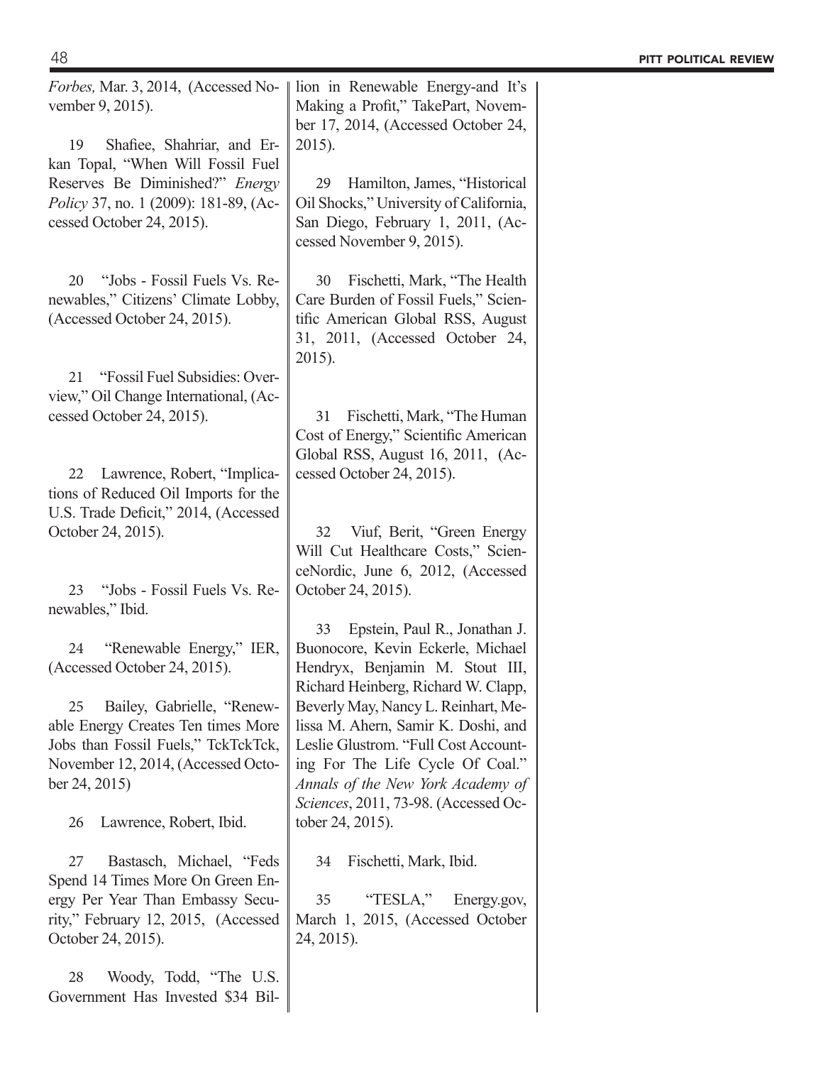*Forbes,* Mar. 3, 2014, (Accessed November 9, 2015).

19 Shafiee, Shahriar, and Erkan Topal, "When Will Fossil Fuel Reserves Be Diminished?" *Energy Policy* 37, no. 1 (2009): 181-89, (Accessed October 24, 2015).

20 "Jobs - Fossil Fuels Vs. Renewables," Citizens' Climate Lobby, (Accessed October 24, 2015).

21 "Fossil Fuel Subsidies: Overview," Oil Change International, (Accessed October 24, 2015).

22 Lawrence, Robert, "Implications of Reduced Oil Imports for the U.S. Trade Deficit," 2014, (Accessed October 24, 2015).

23 "Jobs - Fossil Fuels Vs. Renewables," Ibid.

24 "Renewable Energy," IER, (Accessed October 24, 2015).

25 Bailey, Gabrielle, "Renewable Energy Creates Ten times More Jobs than Fossil Fuels," TckTckTck, November 12, 2014, (Accessed October 24, 2015)

26 Lawrence, Robert, Ibid.

27 Bastasch, Michael, "Feds Spend 14 Times More On Green Energy Per Year Than Embassy Security," February 12, 2015, (Accessed October 24, 2015).

28 Woody, Todd, "The U.S. Government Has Invested $34 Billion in Renewable Energy-and It's Making a Profit," TakePart, November 17, 2014, (Accessed October 24, 2015).

29 Hamilton, James, "Historical Oil Shocks," University of California, San Diego, February 1, 2011, (Accessed November 9, 2015).

30 Fischetti, Mark, "The Health Care Burden of Fossil Fuels," Scientific American Global RSS, August 31, 2011, (Accessed October 24, 2015).

31 Fischetti, Mark, "The Human Cost of Energy," Scientific American Global RSS, August 16, 2011, (Accessed October 24, 2015).

32 Viuf, Berit, "Green Energy Will Cut Healthcare Costs," ScienceNordic, June 6, 2012, (Accessed October 24, 2015).

33 Epstein, Paul R., Jonathan J. Buonocore, Kevin Eckerle, Michael Hendryx, Benjamin M. Stout III, Richard Heinberg, Richard W. Clapp, Beverly May, Nancy L. Reinhart, Melissa M. Ahern, Samir K. Doshi, and Leslie Glustrom. "Full Cost Accounting For The Life Cycle Of Coal." *Annals of the New York Academy of Sciences*, 2011, 73-98. (Accessed October 24, 2015).

34 Fischetti, Mark, Ibid.

35 "TESLA," Energy.gov, March 1, 2015, (Accessed October 24, 2015).